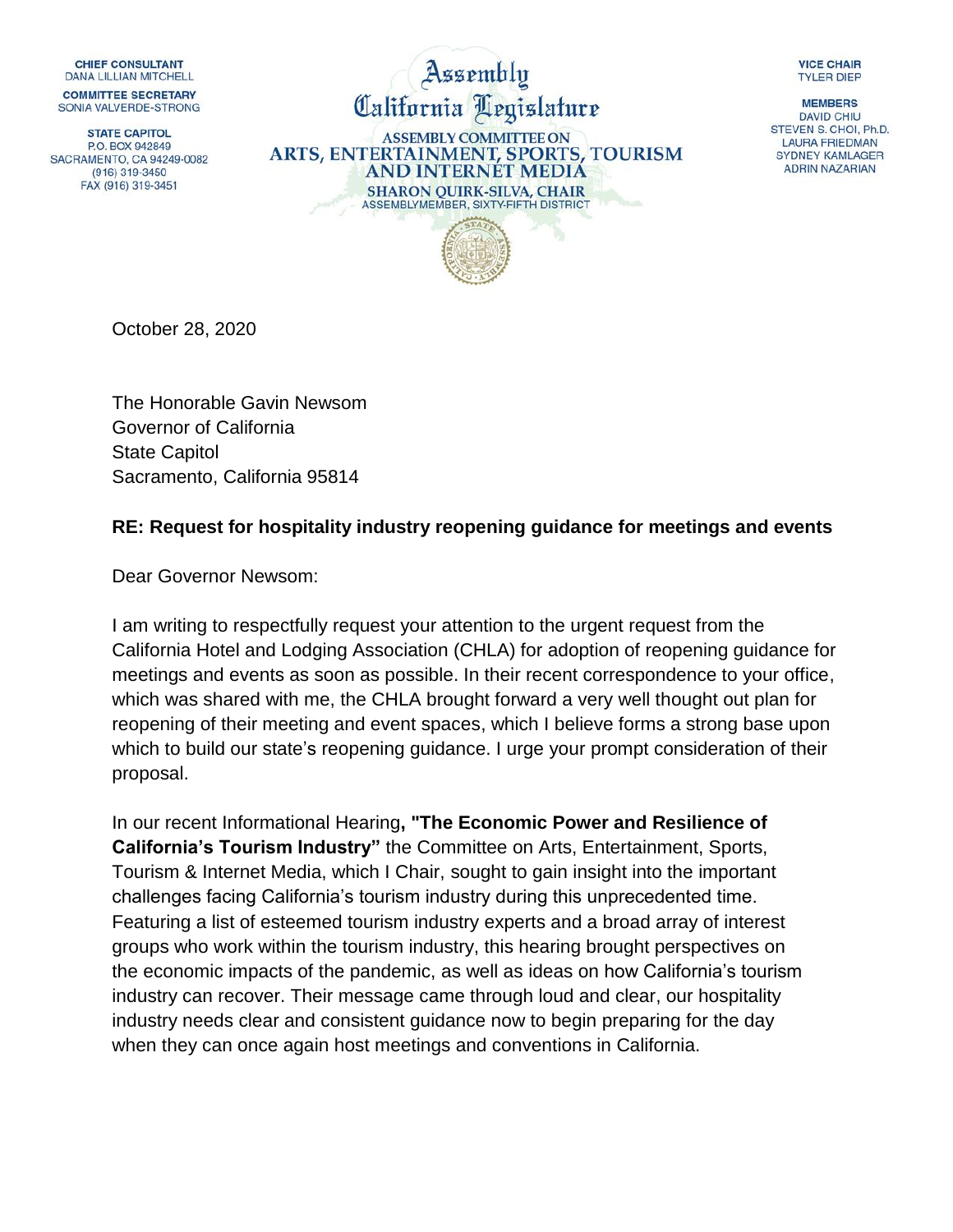CHIEF CONSULTANT
DANA LILLIAN MITCHELL

COMMITTEE SECRETARY
SONIA VALVERDE-STRONG

STATE CAPITOL
P.O. BOX 942849
SACRAMENTO, CA 94249-0082
(916) 319-3450
FAX (916) 319-3451

**Assembly**
**California Legislature**

**ASSEMBLY COMMITTEE ON**
**ARTS, ENTERTAINMENT, SPORTS, TOURISM AND INTERNET MEDIA**
**SHARON QUIRK-SILVA, CHAIR**
ASSEMBLYMEMBER, SIXTY-FIFTH DISTRICT

VICE CHAIR
TYLER DIEP

MEMBERS
DAVID CHIU
STEVEN S. CHOI, Ph.D.
LAURA FRIEDMAN
SYDNEY KAMLAGER
ADRIN NAZARIAN

October 28, 2020

The Honorable Gavin Newsom
Governor of California
State Capitol
Sacramento, California 95814

**RE: Request for hospitality industry reopening guidance for meetings and events**

Dear Governor Newsom:

I am writing to respectfully request your attention to the urgent request from the California Hotel and Lodging Association (CHLA) for adoption of reopening guidance for meetings and events as soon as possible. In their recent correspondence to your office, which was shared with me, the CHLA brought forward a very well thought out plan for reopening of their meeting and event spaces, which I believe forms a strong base upon which to build our state's reopening guidance. I urge your prompt consideration of their proposal.

In our recent Informational Hearing**, "The Economic Power and Resilience of California's Tourism Industry"** the Committee on Arts, Entertainment, Sports, Tourism & Internet Media, which I Chair, sought to gain insight into the important challenges facing California's tourism industry during this unprecedented time. Featuring a list of esteemed tourism industry experts and a broad array of interest groups who work within the tourism industry, this hearing brought perspectives on the economic impacts of the pandemic, as well as ideas on how California's tourism industry can recover. Their message came through loud and clear, our hospitality industry needs clear and consistent guidance now to begin preparing for the day when they can once again host meetings and conventions in California.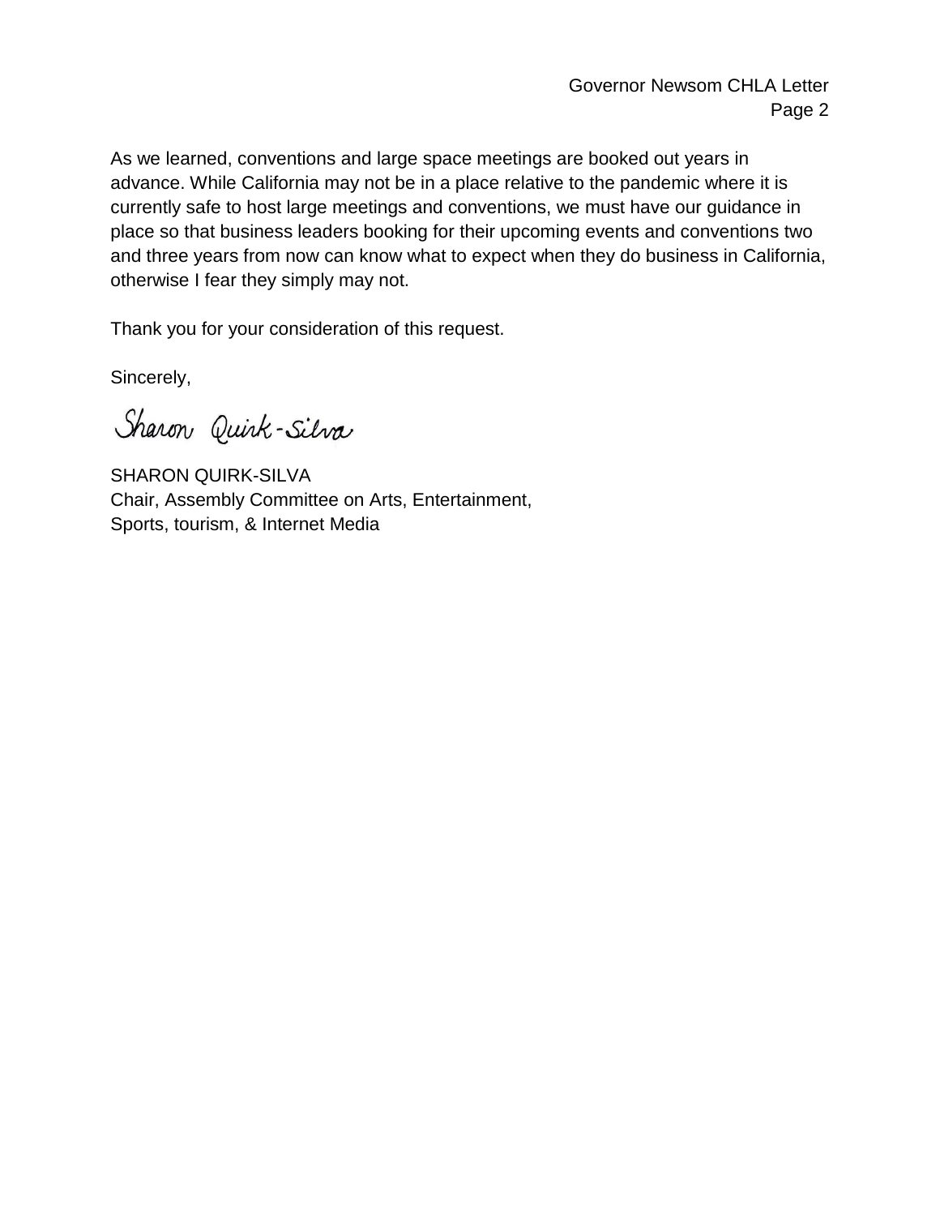As we learned, conventions and large space meetings are booked out years in advance. While California may not be in a place relative to the pandemic where it is currently safe to host large meetings and conventions, we must have our guidance in place so that business leaders booking for their upcoming events and conventions two and three years from now can know what to expect when they do business in California, otherwise I fear they simply may not.

Thank you for your consideration of this request.

Sincerely,

Sharon Quirk-Silva

SHARON QUIRK-SILVA
Chair, Assembly Committee on Arts, Entertainment,
Sports, tourism, & Internet Media